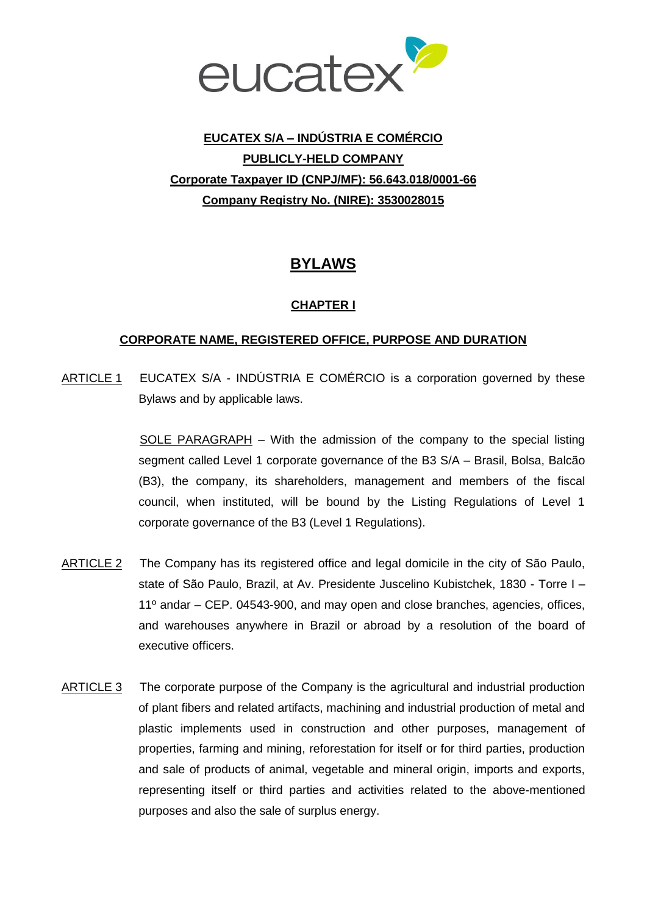eucatex

**EUCATEX S/A – INDÚSTRIA E COMÉRCIO**

**PUBLICLY-HELD COMPANY**

**Corporate Taxpayer ID (CNPJ/MF): 56.643.018/0001-66**

**Company Registry No. (NIRE): 3530028015**

# BYLAWS

## CHAPTER I

## CORPORATE NAME, REGISTERED OFFICE, PURPOSE AND DURATION

ARTICLE 1 EUCATEX S/A - INDÚSTRIA E COMÉRCIO is a corporation governed by these Bylaws and by applicable laws.

SOLE PARAGRAPH – With the admission of the company to the special listing segment called Level 1 corporate governance of the B3 S/A – Brasil, Bolsa, Balcão (B3), the company, its shareholders, management and members of the fiscal council, when instituted, will be bound by the Listing Regulations of Level 1 corporate governance of the B3 (Level 1 Regulations).

ARTICLE 2 The Company has its registered office and legal domicile in the city of São Paulo, state of São Paulo, Brazil, at Av. Presidente Juscelino Kubistchek, 1830 - Torre I – 11º andar – CEP. 04543-900, and may open and close branches, agencies, offices, and warehouses anywhere in Brazil or abroad by a resolution of the board of executive officers.

ARTICLE 3 The corporate purpose of the Company is the agricultural and industrial production of plant fibers and related artifacts, machining and industrial production of metal and plastic implements used in construction and other purposes, management of properties, farming and mining, reforestation for itself or for third parties, production and sale of products of animal, vegetable and mineral origin, imports and exports, representing itself or third parties and activities related to the above-mentioned purposes and also the sale of surplus energy.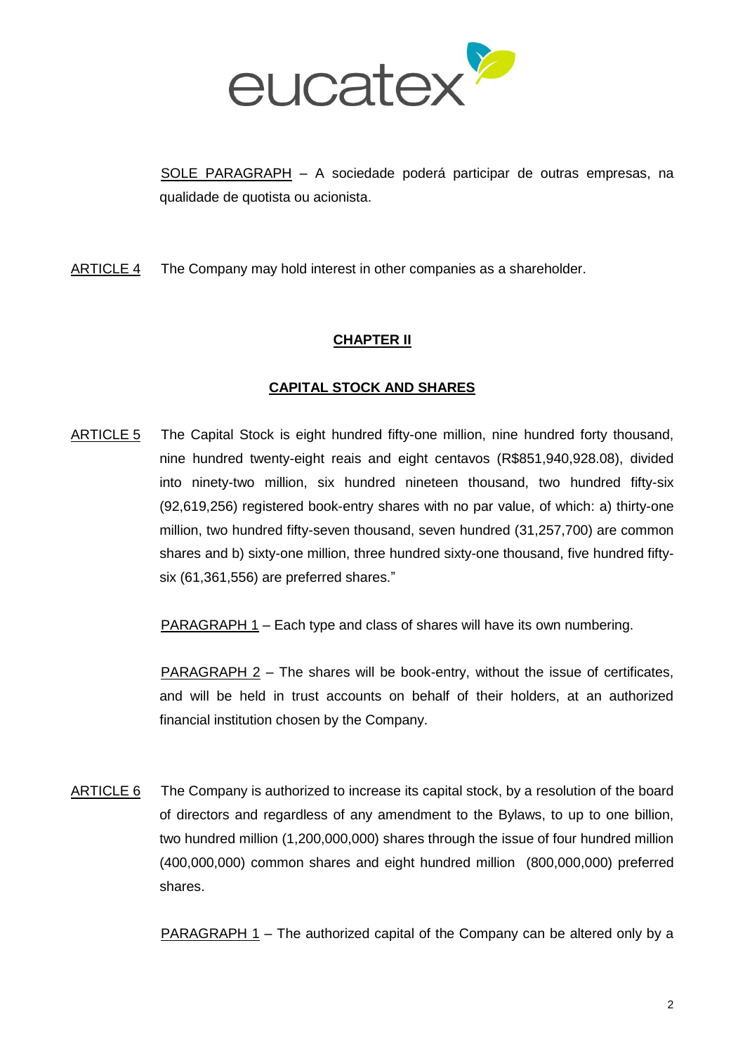SOLE PARAGRAPH – A sociedade poderá participar de outras empresas, na qualidade de quotista ou acionista.

ARTICLE 4 The Company may hold interest in other companies as a shareholder.

## CHAPTER II

## CAPITAL STOCK AND SHARES

ARTICLE 5 The Capital Stock is eight hundred fifty-one million, nine hundred forty thousand, nine hundred twenty-eight reais and eight centavos (R$851,940,928.08), divided into ninety-two million, six hundred nineteen thousand, two hundred fifty-six (92,619,256) registered book-entry shares with no par value, of which: a) thirty-one million, two hundred fifty-seven thousand, seven hundred (31,257,700) are common shares and b) sixty-one million, three hundred sixty-one thousand, five hundred fifty-six (61,361,556) are preferred shares."

PARAGRAPH 1 – Each type and class of shares will have its own numbering.

PARAGRAPH 2 – The shares will be book-entry, without the issue of certificates, and will be held in trust accounts on behalf of their holders, at an authorized financial institution chosen by the Company.

ARTICLE 6 The Company is authorized to increase its capital stock, by a resolution of the board of directors and regardless of any amendment to the Bylaws, to up to one billion, two hundred million (1,200,000,000) shares through the issue of four hundred million (400,000,000) common shares and eight hundred million (800,000,000) preferred shares.

PARAGRAPH 1 – The authorized capital of the Company can be altered only by a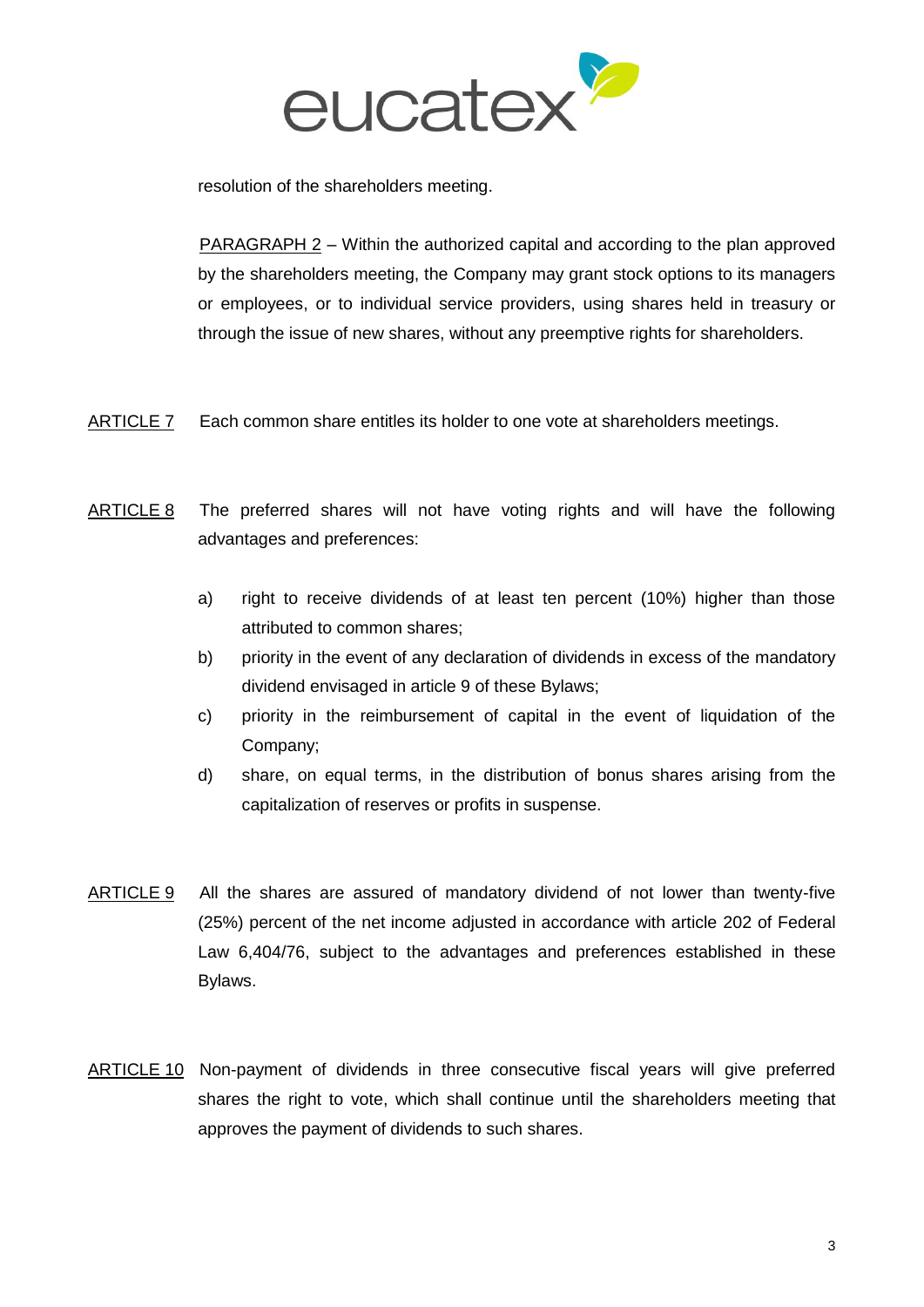resolution of the shareholders meeting.

PARAGRAPH 2 – Within the authorized capital and according to the plan approved by the shareholders meeting, the Company may grant stock options to its managers or employees, or to individual service providers, using shares held in treasury or through the issue of new shares, without any preemptive rights for shareholders.

ARTICLE 7 Each common share entitles its holder to one vote at shareholders meetings.

ARTICLE 8 The preferred shares will not have voting rights and will have the following advantages and preferences:

a) right to receive dividends of at least ten percent (10%) higher than those attributed to common shares;
b) priority in the event of any declaration of dividends in excess of the mandatory dividend envisaged in article 9 of these Bylaws;
c) priority in the reimbursement of capital in the event of liquidation of the Company;
d) share, on equal terms, in the distribution of bonus shares arising from the capitalization of reserves or profits in suspense.

ARTICLE 9 All the shares are assured of mandatory dividend of not lower than twenty-five (25%) percent of the net income adjusted in accordance with article 202 of Federal Law 6,404/76, subject to the advantages and preferences established in these Bylaws.

ARTICLE 10 Non-payment of dividends in three consecutive fiscal years will give preferred shares the right to vote, which shall continue until the shareholders meeting that approves the payment of dividends to such shares.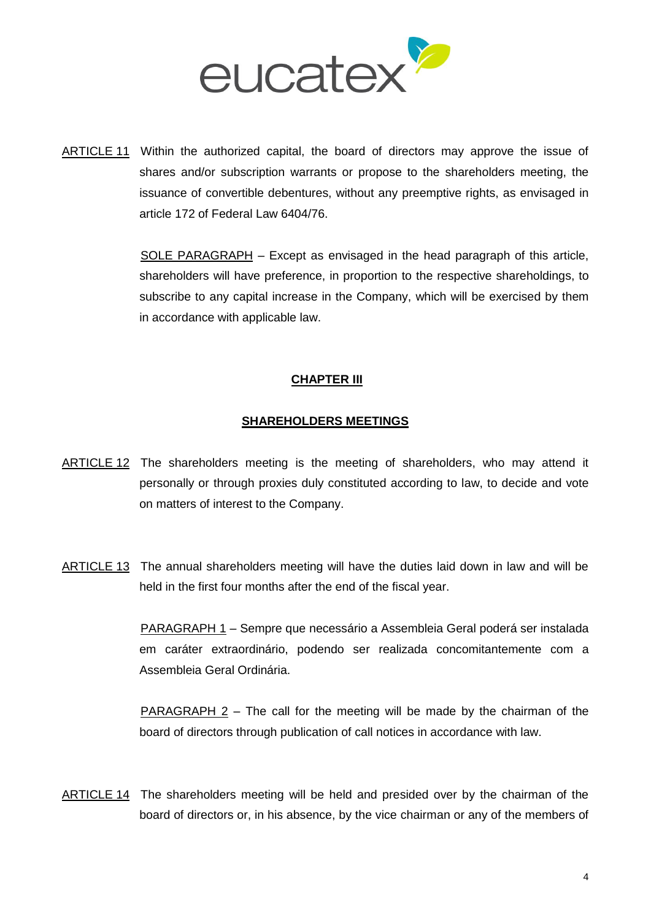ARTICLE 11 Within the authorized capital, the board of directors may approve the issue of shares and/or subscription warrants or propose to the shareholders meeting, the issuance of convertible debentures, without any preemptive rights, as envisaged in article 172 of Federal Law 6404/76.

SOLE PARAGRAPH – Except as envisaged in the head paragraph of this article, shareholders will have preference, in proportion to the respective shareholdings, to subscribe to any capital increase in the Company, which will be exercised by them in accordance with applicable law.

## CHAPTER III

## SHAREHOLDERS MEETINGS

ARTICLE 12 The shareholders meeting is the meeting of shareholders, who may attend it personally or through proxies duly constituted according to law, to decide and vote on matters of interest to the Company.

ARTICLE 13 The annual shareholders meeting will have the duties laid down in law and will be held in the first four months after the end of the fiscal year.

PARAGRAPH 1 – Sempre que necessário a Assembleia Geral poderá ser instalada em caráter extraordinário, podendo ser realizada concomitantemente com a Assembleia Geral Ordinária.

PARAGRAPH 2 – The call for the meeting will be made by the chairman of the board of directors through publication of call notices in accordance with law.

ARTICLE 14 The shareholders meeting will be held and presided over by the chairman of the board of directors or, in his absence, by the vice chairman or any of the members of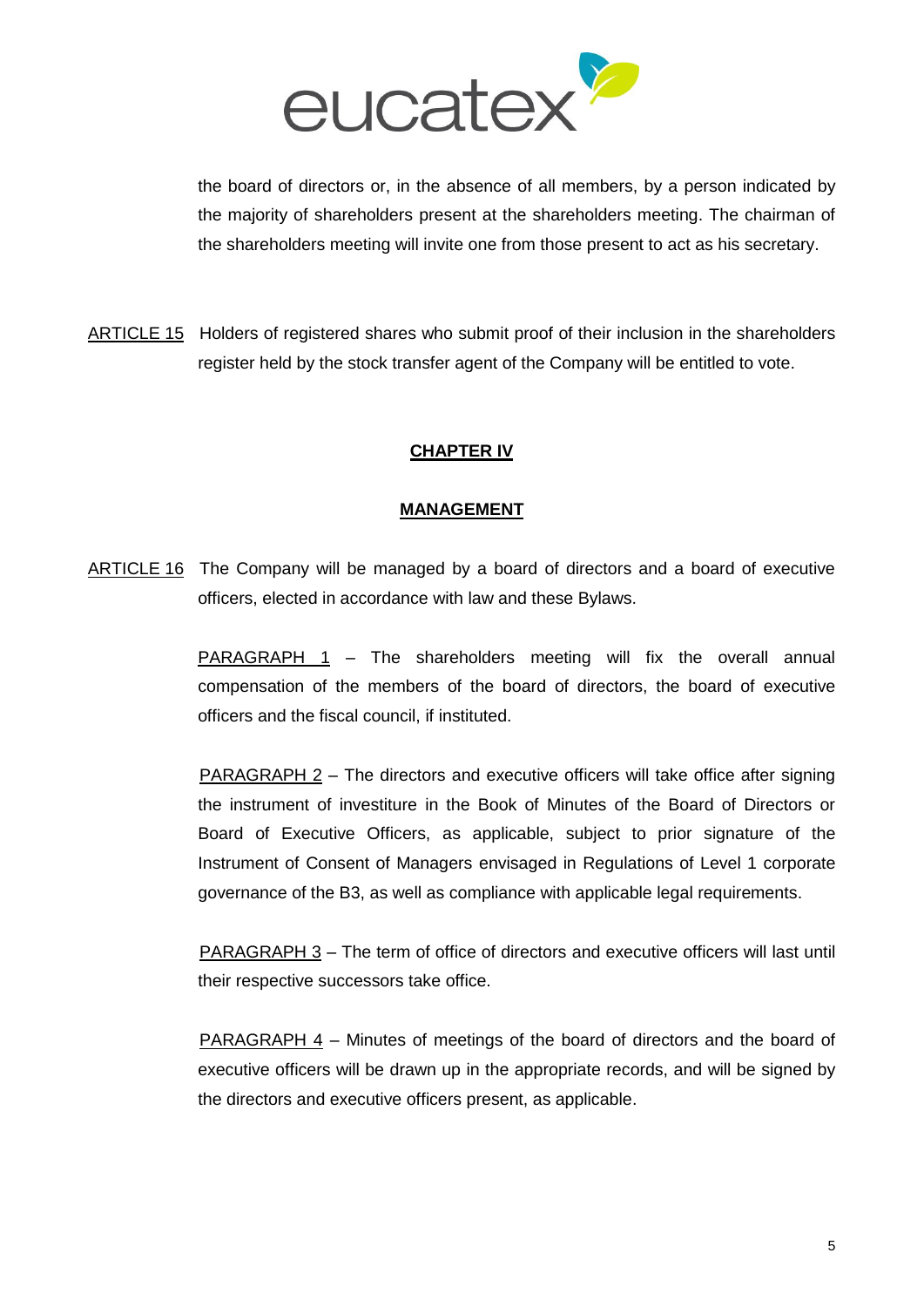the board of directors or, in the absence of all members, by a person indicated by the majority of shareholders present at the shareholders meeting. The chairman of the shareholders meeting will invite one from those present to act as his secretary.

ARTICLE 15 Holders of registered shares who submit proof of their inclusion in the shareholders register held by the stock transfer agent of the Company will be entitled to vote.

## CHAPTER IV

## MANAGEMENT

ARTICLE 16 The Company will be managed by a board of directors and a board of executive officers, elected in accordance with law and these Bylaws.

PARAGRAPH 1 – The shareholders meeting will fix the overall annual compensation of the members of the board of directors, the board of executive officers and the fiscal council, if instituted.

PARAGRAPH 2 – The directors and executive officers will take office after signing the instrument of investiture in the Book of Minutes of the Board of Directors or Board of Executive Officers, as applicable, subject to prior signature of the Instrument of Consent of Managers envisaged in Regulations of Level 1 corporate governance of the B3, as well as compliance with applicable legal requirements.

PARAGRAPH 3 – The term of office of directors and executive officers will last until their respective successors take office.

PARAGRAPH 4 – Minutes of meetings of the board of directors and the board of executive officers will be drawn up in the appropriate records, and will be signed by the directors and executive officers present, as applicable.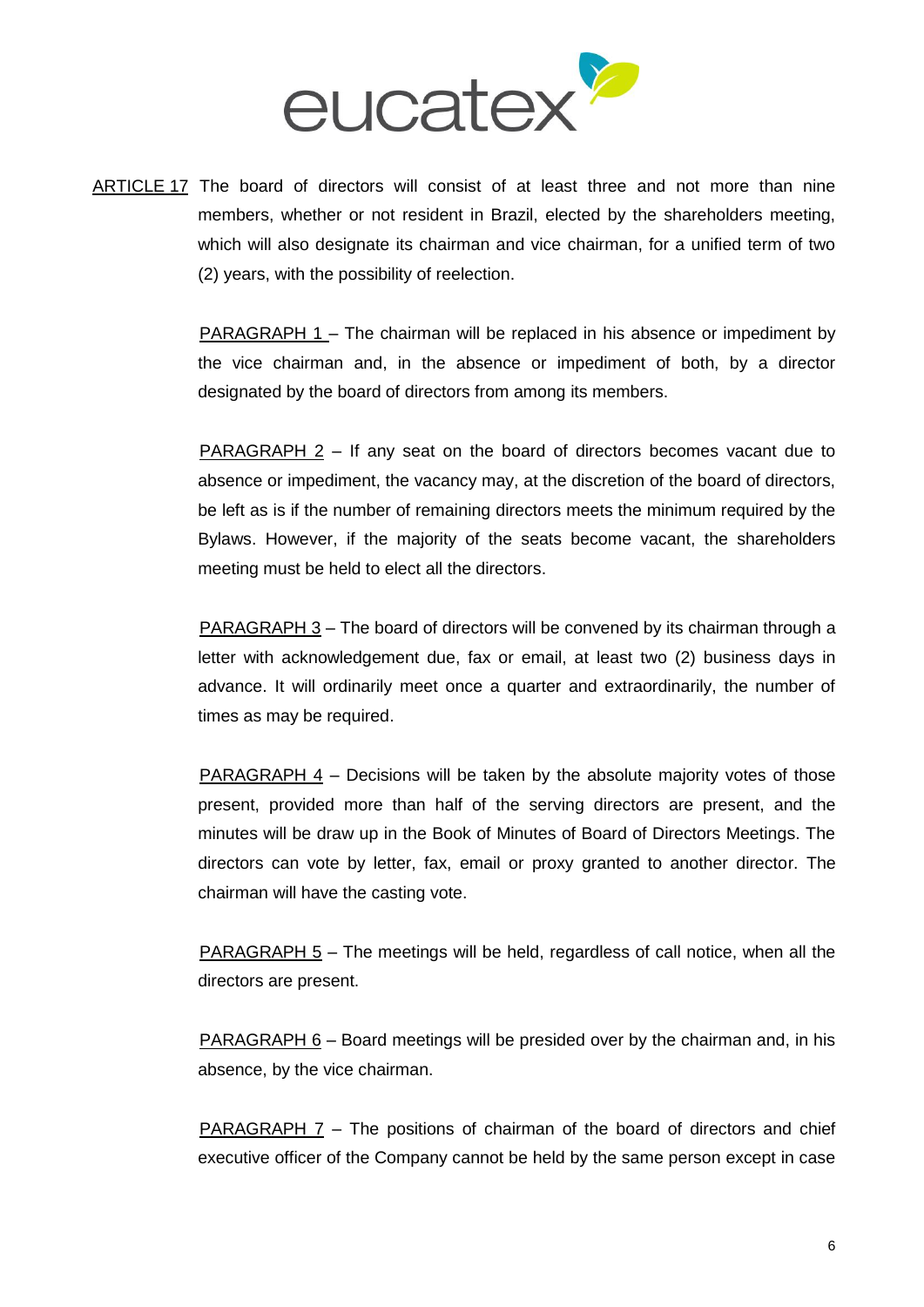ARTICLE 17 The board of directors will consist of at least three and not more than nine members, whether or not resident in Brazil, elected by the shareholders meeting, which will also designate its chairman and vice chairman, for a unified term of two (2) years, with the possibility of reelection.

PARAGRAPH 1 – The chairman will be replaced in his absence or impediment by the vice chairman and, in the absence or impediment of both, by a director designated by the board of directors from among its members.

PARAGRAPH 2 – If any seat on the board of directors becomes vacant due to absence or impediment, the vacancy may, at the discretion of the board of directors, be left as is if the number of remaining directors meets the minimum required by the Bylaws. However, if the majority of the seats become vacant, the shareholders meeting must be held to elect all the directors.

PARAGRAPH 3 – The board of directors will be convened by its chairman through a letter with acknowledgement due, fax or email, at least two (2) business days in advance. It will ordinarily meet once a quarter and extraordinarily, the number of times as may be required.

PARAGRAPH 4 – Decisions will be taken by the absolute majority votes of those present, provided more than half of the serving directors are present, and the minutes will be draw up in the Book of Minutes of Board of Directors Meetings. The directors can vote by letter, fax, email or proxy granted to another director. The chairman will have the casting vote.

PARAGRAPH 5 – The meetings will be held, regardless of call notice, when all the directors are present.

PARAGRAPH 6 – Board meetings will be presided over by the chairman and, in his absence, by the vice chairman.

PARAGRAPH 7 – The positions of chairman of the board of directors and chief executive officer of the Company cannot be held by the same person except in case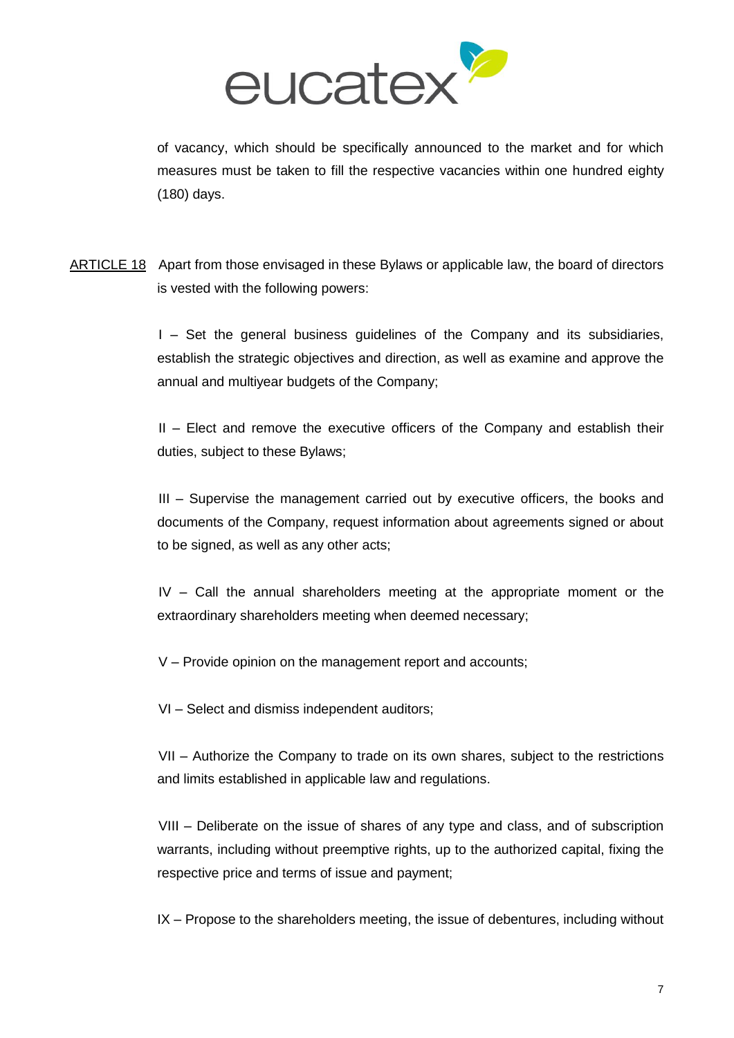of vacancy, which should be specifically announced to the market and for which measures must be taken to fill the respective vacancies within one hundred eighty (180) days.

ARTICLE 18 Apart from those envisaged in these Bylaws or applicable law, the board of directors is vested with the following powers:

I – Set the general business guidelines of the Company and its subsidiaries, establish the strategic objectives and direction, as well as examine and approve the annual and multiyear budgets of the Company;

II – Elect and remove the executive officers of the Company and establish their duties, subject to these Bylaws;

III – Supervise the management carried out by executive officers, the books and documents of the Company, request information about agreements signed or about to be signed, as well as any other acts;

IV – Call the annual shareholders meeting at the appropriate moment or the extraordinary shareholders meeting when deemed necessary;

V – Provide opinion on the management report and accounts;

VI – Select and dismiss independent auditors;

VII – Authorize the Company to trade on its own shares, subject to the restrictions and limits established in applicable law and regulations.

VIII – Deliberate on the issue of shares of any type and class, and of subscription warrants, including without preemptive rights, up to the authorized capital, fixing the respective price and terms of issue and payment;

IX – Propose to the shareholders meeting, the issue of debentures, including without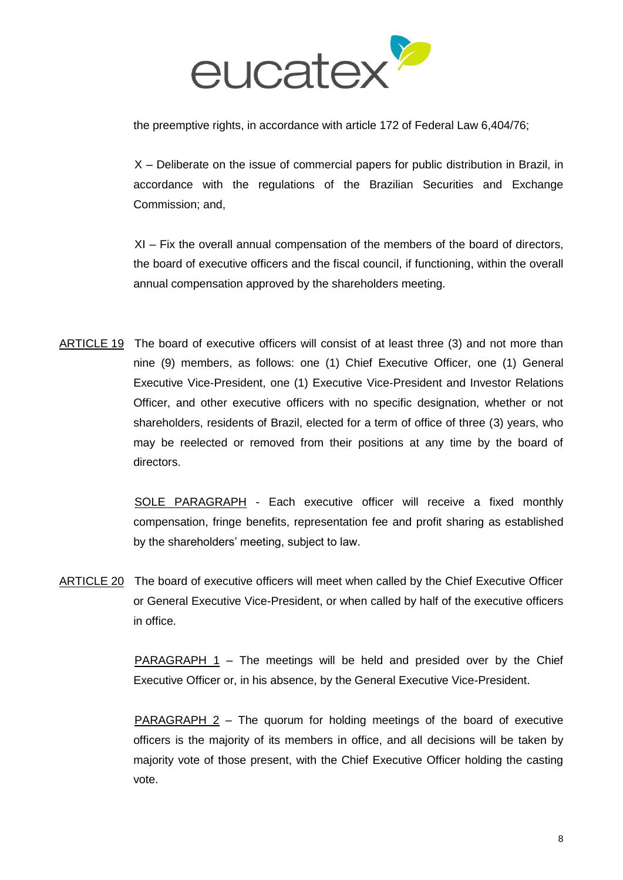the preemptive rights, in accordance with article 172 of Federal Law 6,404/76;

X – Deliberate on the issue of commercial papers for public distribution in Brazil, in accordance with the regulations of the Brazilian Securities and Exchange Commission; and,

XI – Fix the overall annual compensation of the members of the board of directors, the board of executive officers and the fiscal council, if functioning, within the overall annual compensation approved by the shareholders meeting.

ARTICLE 19 The board of executive officers will consist of at least three (3) and not more than nine (9) members, as follows: one (1) Chief Executive Officer, one (1) General Executive Vice-President, one (1) Executive Vice-President and Investor Relations Officer, and other executive officers with no specific designation, whether or not shareholders, residents of Brazil, elected for a term of office of three (3) years, who may be reelected or removed from their positions at any time by the board of directors.

SOLE PARAGRAPH - Each executive officer will receive a fixed monthly compensation, fringe benefits, representation fee and profit sharing as established by the shareholders' meeting, subject to law.

ARTICLE 20 The board of executive officers will meet when called by the Chief Executive Officer or General Executive Vice-President, or when called by half of the executive officers in office.

PARAGRAPH 1 – The meetings will be held and presided over by the Chief Executive Officer or, in his absence, by the General Executive Vice-President.

PARAGRAPH 2 – The quorum for holding meetings of the board of executive officers is the majority of its members in office, and all decisions will be taken by majority vote of those present, with the Chief Executive Officer holding the casting vote.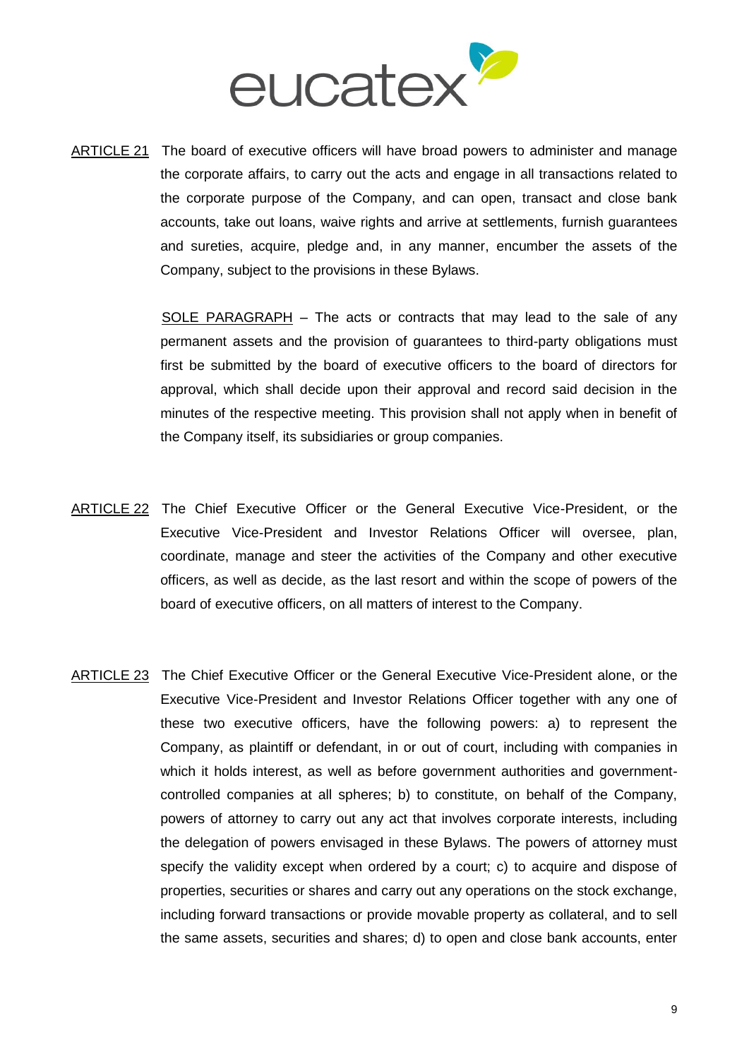ARTICLE 21 The board of executive officers will have broad powers to administer and manage the corporate affairs, to carry out the acts and engage in all transactions related to the corporate purpose of the Company, and can open, transact and close bank accounts, take out loans, waive rights and arrive at settlements, furnish guarantees and sureties, acquire, pledge and, in any manner, encumber the assets of the Company, subject to the provisions in these Bylaws.

SOLE PARAGRAPH – The acts or contracts that may lead to the sale of any permanent assets and the provision of guarantees to third-party obligations must first be submitted by the board of executive officers to the board of directors for approval, which shall decide upon their approval and record said decision in the minutes of the respective meeting. This provision shall not apply when in benefit of the Company itself, its subsidiaries or group companies.

ARTICLE 22 The Chief Executive Officer or the General Executive Vice-President, or the Executive Vice-President and Investor Relations Officer will oversee, plan, coordinate, manage and steer the activities of the Company and other executive officers, as well as decide, as the last resort and within the scope of powers of the board of executive officers, on all matters of interest to the Company.

ARTICLE 23 The Chief Executive Officer or the General Executive Vice-President alone, or the Executive Vice-President and Investor Relations Officer together with any one of these two executive officers, have the following powers: a) to represent the Company, as plaintiff or defendant, in or out of court, including with companies in which it holds interest, as well as before government authorities and government-controlled companies at all spheres; b) to constitute, on behalf of the Company, powers of attorney to carry out any act that involves corporate interests, including the delegation of powers envisaged in these Bylaws. The powers of attorney must specify the validity except when ordered by a court; c) to acquire and dispose of properties, securities or shares and carry out any operations on the stock exchange, including forward transactions or provide movable property as collateral, and to sell the same assets, securities and shares; d) to open and close bank accounts, enter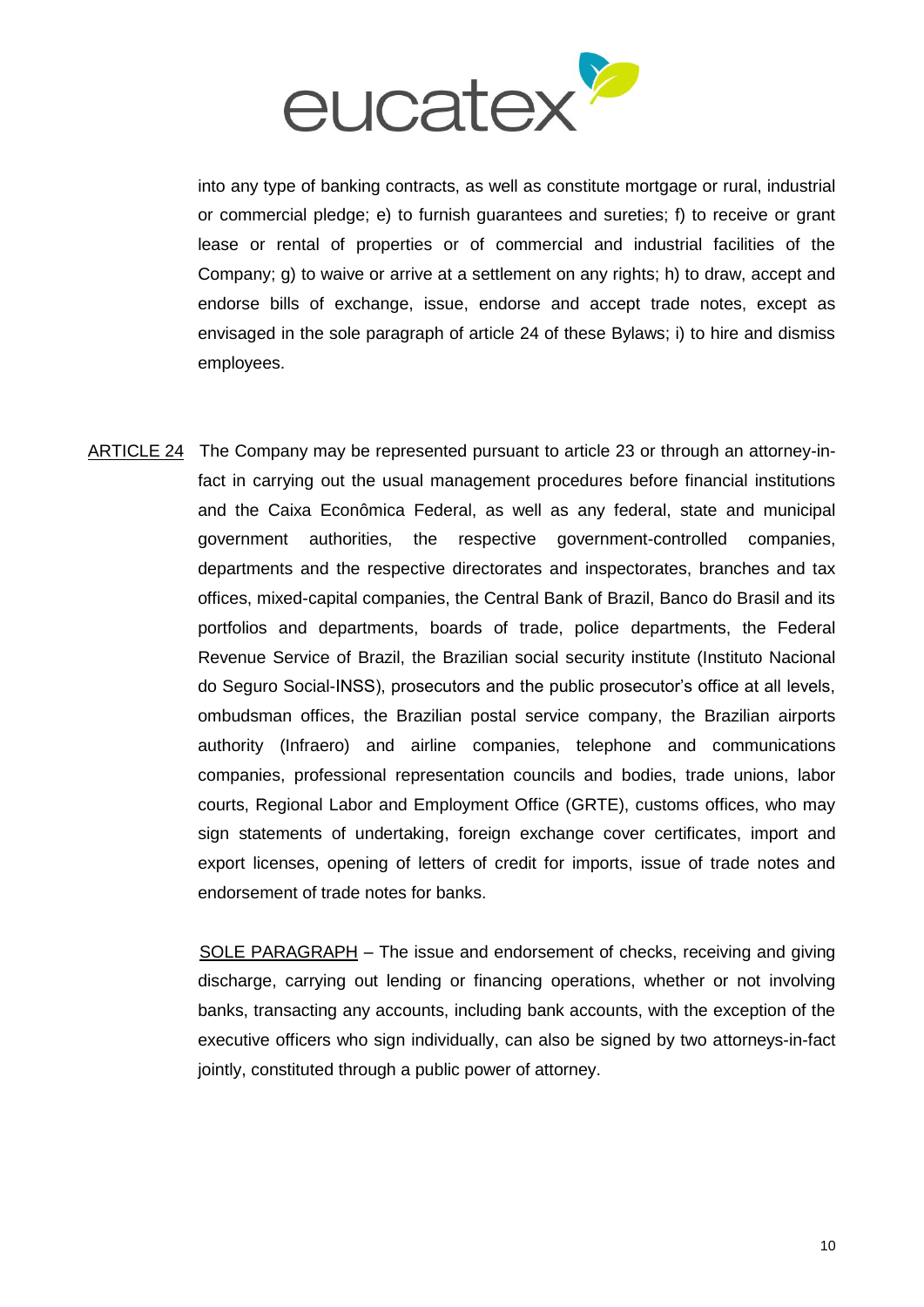into any type of banking contracts, as well as constitute mortgage or rural, industrial or commercial pledge; e) to furnish guarantees and sureties; f) to receive or grant lease or rental of properties or of commercial and industrial facilities of the Company; g) to waive or arrive at a settlement on any rights; h) to draw, accept and endorse bills of exchange, issue, endorse and accept trade notes, except as envisaged in the sole paragraph of article 24 of these Bylaws; i) to hire and dismiss employees.

ARTICLE 24 The Company may be represented pursuant to article 23 or through an attorney-in-fact in carrying out the usual management procedures before financial institutions and the Caixa Econômica Federal, as well as any federal, state and municipal government authorities, the respective government-controlled companies, departments and the respective directorates and inspectorates, branches and tax offices, mixed-capital companies, the Central Bank of Brazil, Banco do Brasil and its portfolios and departments, boards of trade, police departments, the Federal Revenue Service of Brazil, the Brazilian social security institute (Instituto Nacional do Seguro Social-INSS), prosecutors and the public prosecutor's office at all levels, ombudsman offices, the Brazilian postal service company, the Brazilian airports authority (Infraero) and airline companies, telephone and communications companies, professional representation councils and bodies, trade unions, labor courts, Regional Labor and Employment Office (GRTE), customs offices, who may sign statements of undertaking, foreign exchange cover certificates, import and export licenses, opening of letters of credit for imports, issue of trade notes and endorsement of trade notes for banks.

SOLE PARAGRAPH – The issue and endorsement of checks, receiving and giving discharge, carrying out lending or financing operations, whether or not involving banks, transacting any accounts, including bank accounts, with the exception of the executive officers who sign individually, can also be signed by two attorneys-in-fact jointly, constituted through a public power of attorney.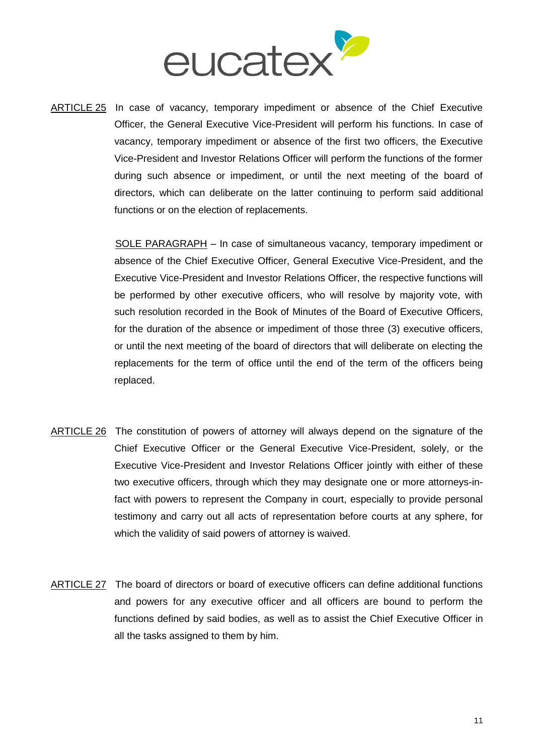ARTICLE 25 In case of vacancy, temporary impediment or absence of the Chief Executive Officer, the General Executive Vice-President will perform his functions. In case of vacancy, temporary impediment or absence of the first two officers, the Executive Vice-President and Investor Relations Officer will perform the functions of the former during such absence or impediment, or until the next meeting of the board of directors, which can deliberate on the latter continuing to perform said additional functions or on the election of replacements.

SOLE PARAGRAPH – In case of simultaneous vacancy, temporary impediment or absence of the Chief Executive Officer, General Executive Vice-President, and the Executive Vice-President and Investor Relations Officer, the respective functions will be performed by other executive officers, who will resolve by majority vote, with such resolution recorded in the Book of Minutes of the Board of Executive Officers, for the duration of the absence or impediment of those three (3) executive officers, or until the next meeting of the board of directors that will deliberate on electing the replacements for the term of office until the end of the term of the officers being replaced.

ARTICLE 26 The constitution of powers of attorney will always depend on the signature of the Chief Executive Officer or the General Executive Vice-President, solely, or the Executive Vice-President and Investor Relations Officer jointly with either of these two executive officers, through which they may designate one or more attorneys-in-fact with powers to represent the Company in court, especially to provide personal testimony and carry out all acts of representation before courts at any sphere, for which the validity of said powers of attorney is waived.

ARTICLE 27 The board of directors or board of executive officers can define additional functions and powers for any executive officer and all officers are bound to perform the functions defined by said bodies, as well as to assist the Chief Executive Officer in all the tasks assigned to them by him.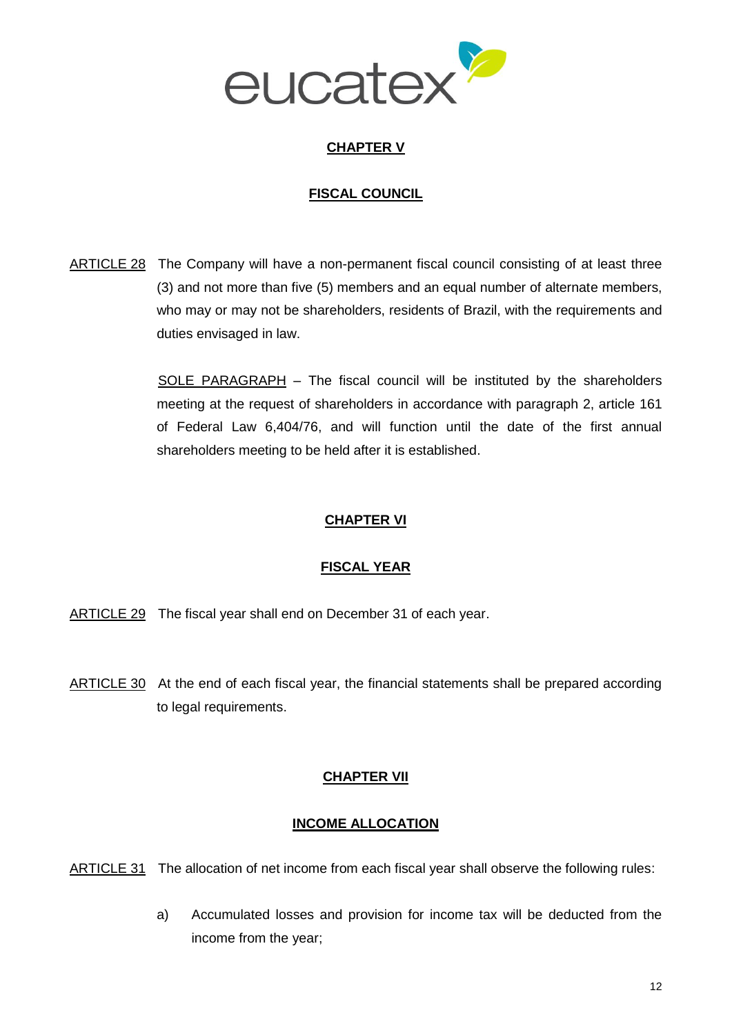## CHAPTER V

## FISCAL COUNCIL

ARTICLE 28 The Company will have a non-permanent fiscal council consisting of at least three (3) and not more than five (5) members and an equal number of alternate members, who may or may not be shareholders, residents of Brazil, with the requirements and duties envisaged in law.

SOLE PARAGRAPH – The fiscal council will be instituted by the shareholders meeting at the request of shareholders in accordance with paragraph 2, article 161 of Federal Law 6,404/76, and will function until the date of the first annual shareholders meeting to be held after it is established.

## CHAPTER VI

## FISCAL YEAR

ARTICLE 29 The fiscal year shall end on December 31 of each year.

ARTICLE 30 At the end of each fiscal year, the financial statements shall be prepared according to legal requirements.

## CHAPTER VII

## INCOME ALLOCATION

ARTICLE 31 The allocation of net income from each fiscal year shall observe the following rules:

a) Accumulated losses and provision for income tax will be deducted from the income from the year;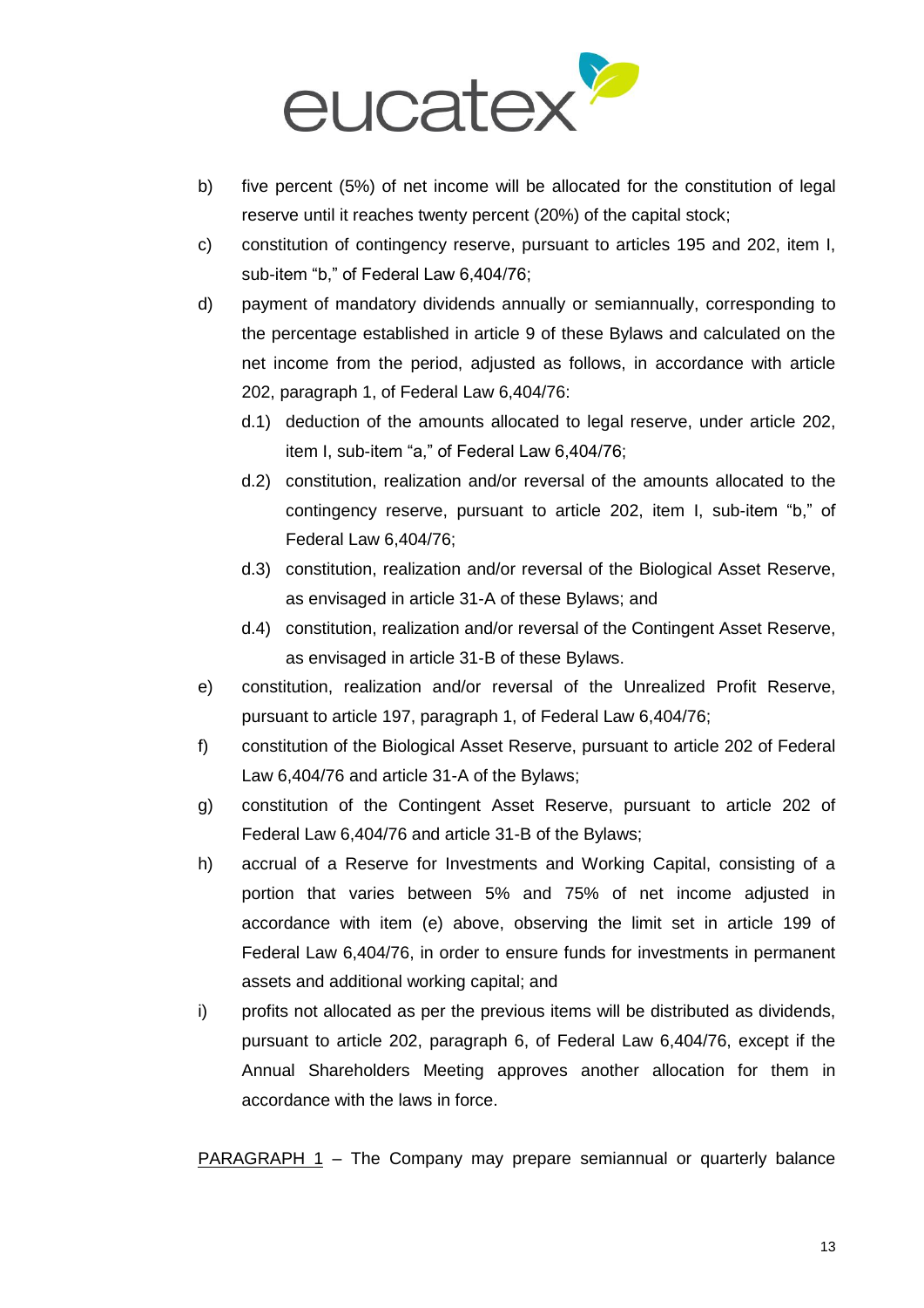b) five percent (5%) of net income will be allocated for the constitution of legal reserve until it reaches twenty percent (20%) of the capital stock;

c) constitution of contingency reserve, pursuant to articles 195 and 202, item I, sub-item "b," of Federal Law 6,404/76;

d) payment of mandatory dividends annually or semiannually, corresponding to the percentage established in article 9 of these Bylaws and calculated on the net income from the period, adjusted as follows, in accordance with article 202, paragraph 1, of Federal Law 6,404/76:

    d.1) deduction of the amounts allocated to legal reserve, under article 202, item I, sub-item "a," of Federal Law 6,404/76;

    d.2) constitution, realization and/or reversal of the amounts allocated to the contingency reserve, pursuant to article 202, item I, sub-item "b," of Federal Law 6,404/76;

    d.3) constitution, realization and/or reversal of the Biological Asset Reserve, as envisaged in article 31-A of these Bylaws; and

    d.4) constitution, realization and/or reversal of the Contingent Asset Reserve, as envisaged in article 31-B of these Bylaws.

e) constitution, realization and/or reversal of the Unrealized Profit Reserve, pursuant to article 197, paragraph 1, of Federal Law 6,404/76;

f) constitution of the Biological Asset Reserve, pursuant to article 202 of Federal Law 6,404/76 and article 31-A of the Bylaws;

g) constitution of the Contingent Asset Reserve, pursuant to article 202 of Federal Law 6,404/76 and article 31-B of the Bylaws;

h) accrual of a Reserve for Investments and Working Capital, consisting of a portion that varies between 5% and 75% of net income adjusted in accordance with item (e) above, observing the limit set in article 199 of Federal Law 6,404/76, in order to ensure funds for investments in permanent assets and additional working capital; and

i) profits not allocated as per the previous items will be distributed as dividends, pursuant to article 202, paragraph 6, of Federal Law 6,404/76, except if the Annual Shareholders Meeting approves another allocation for them in accordance with the laws in force.

PARAGRAPH 1 – The Company may prepare semiannual or quarterly balance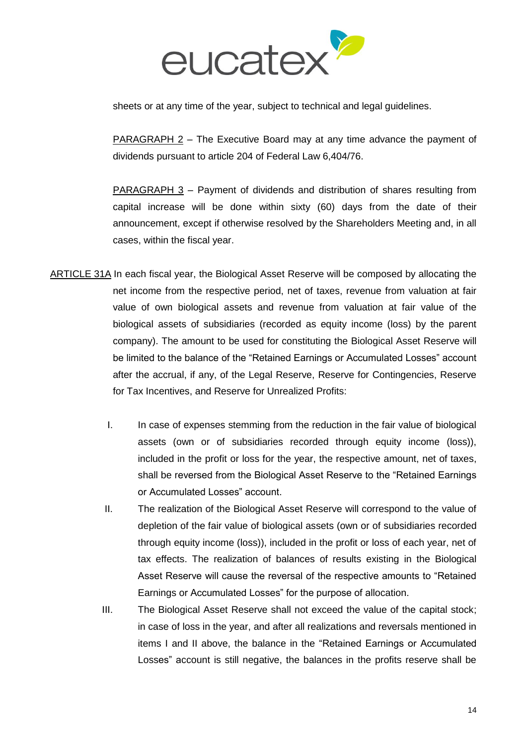sheets or at any time of the year, subject to technical and legal guidelines.

PARAGRAPH 2 – The Executive Board may at any time advance the payment of dividends pursuant to article 204 of Federal Law 6,404/76.

PARAGRAPH 3 – Payment of dividends and distribution of shares resulting from capital increase will be done within sixty (60) days from the date of their announcement, except if otherwise resolved by the Shareholders Meeting and, in all cases, within the fiscal year.

ARTICLE 31A In each fiscal year, the Biological Asset Reserve will be composed by allocating the net income from the respective period, net of taxes, revenue from valuation at fair value of own biological assets and revenue from valuation at fair value of the biological assets of subsidiaries (recorded as equity income (loss) by the parent company). The amount to be used for constituting the Biological Asset Reserve will be limited to the balance of the "Retained Earnings or Accumulated Losses" account after the accrual, if any, of the Legal Reserve, Reserve for Contingencies, Reserve for Tax Incentives, and Reserve for Unrealized Profits:

I. In case of expenses stemming from the reduction in the fair value of biological assets (own or of subsidiaries recorded through equity income (loss)), included in the profit or loss for the year, the respective amount, net of taxes, shall be reversed from the Biological Asset Reserve to the "Retained Earnings or Accumulated Losses" account.

II. The realization of the Biological Asset Reserve will correspond to the value of depletion of the fair value of biological assets (own or of subsidiaries recorded through equity income (loss)), included in the profit or loss of each year, net of tax effects. The realization of balances of results existing in the Biological Asset Reserve will cause the reversal of the respective amounts to "Retained Earnings or Accumulated Losses" for the purpose of allocation.

III. The Biological Asset Reserve shall not exceed the value of the capital stock; in case of loss in the year, and after all realizations and reversals mentioned in items I and II above, the balance in the "Retained Earnings or Accumulated Losses" account is still negative, the balances in the profits reserve shall be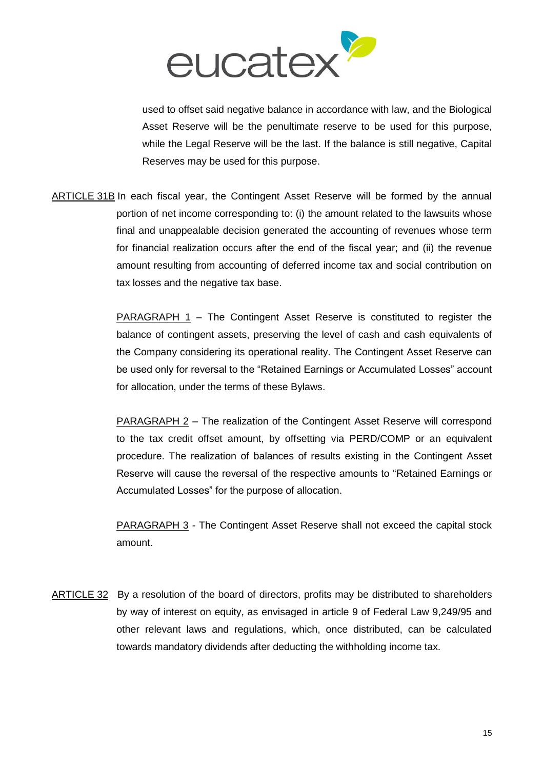used to offset said negative balance in accordance with law, and the Biological Asset Reserve will be the penultimate reserve to be used for this purpose, while the Legal Reserve will be the last. If the balance is still negative, Capital Reserves may be used for this purpose.

ARTICLE 31B In each fiscal year, the Contingent Asset Reserve will be formed by the annual portion of net income corresponding to: (i) the amount related to the lawsuits whose final and unappealable decision generated the accounting of revenues whose term for financial realization occurs after the end of the fiscal year; and (ii) the revenue amount resulting from accounting of deferred income tax and social contribution on tax losses and the negative tax base.

PARAGRAPH 1 – The Contingent Asset Reserve is constituted to register the balance of contingent assets, preserving the level of cash and cash equivalents of the Company considering its operational reality. The Contingent Asset Reserve can be used only for reversal to the "Retained Earnings or Accumulated Losses" account for allocation, under the terms of these Bylaws.

PARAGRAPH 2 – The realization of the Contingent Asset Reserve will correspond to the tax credit offset amount, by offsetting via PERD/COMP or an equivalent procedure. The realization of balances of results existing in the Contingent Asset Reserve will cause the reversal of the respective amounts to "Retained Earnings or Accumulated Losses" for the purpose of allocation.

PARAGRAPH 3 - The Contingent Asset Reserve shall not exceed the capital stock amount.

ARTICLE 32 By a resolution of the board of directors, profits may be distributed to shareholders by way of interest on equity, as envisaged in article 9 of Federal Law 9,249/95 and other relevant laws and regulations, which, once distributed, can be calculated towards mandatory dividends after deducting the withholding income tax.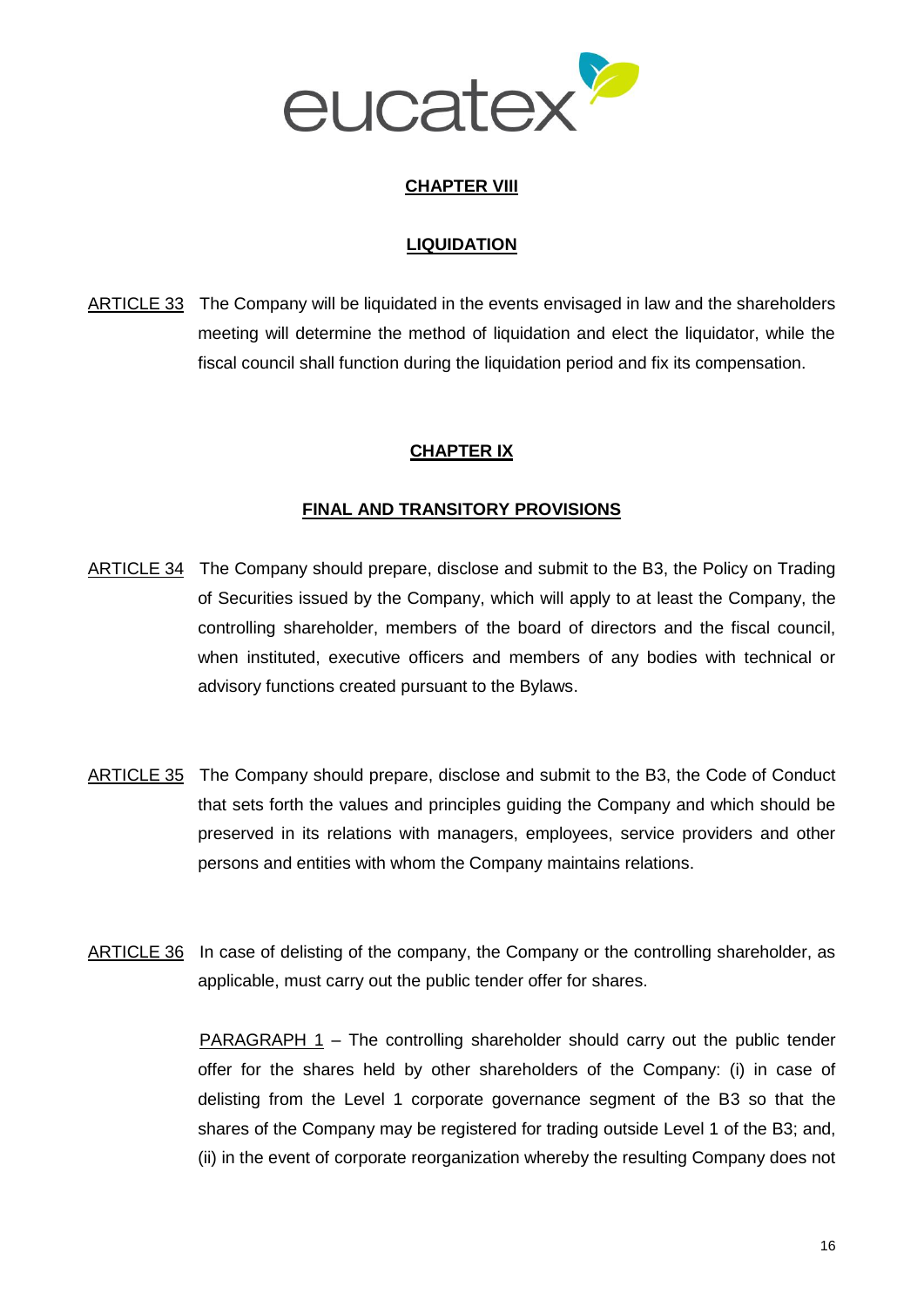## CHAPTER VIII

## LIQUIDATION

ARTICLE 33 The Company will be liquidated in the events envisaged in law and the shareholders meeting will determine the method of liquidation and elect the liquidator, while the fiscal council shall function during the liquidation period and fix its compensation.

## CHAPTER IX

## FINAL AND TRANSITORY PROVISIONS

ARTICLE 34 The Company should prepare, disclose and submit to the B3, the Policy on Trading of Securities issued by the Company, which will apply to at least the Company, the controlling shareholder, members of the board of directors and the fiscal council, when instituted, executive officers and members of any bodies with technical or advisory functions created pursuant to the Bylaws.

ARTICLE 35 The Company should prepare, disclose and submit to the B3, the Code of Conduct that sets forth the values and principles guiding the Company and which should be preserved in its relations with managers, employees, service providers and other persons and entities with whom the Company maintains relations.

ARTICLE 36 In case of delisting of the company, the Company or the controlling shareholder, as applicable, must carry out the public tender offer for shares.

PARAGRAPH 1 – The controlling shareholder should carry out the public tender offer for the shares held by other shareholders of the Company: (i) in case of delisting from the Level 1 corporate governance segment of the B3 so that the shares of the Company may be registered for trading outside Level 1 of the B3; and, (ii) in the event of corporate reorganization whereby the resulting Company does not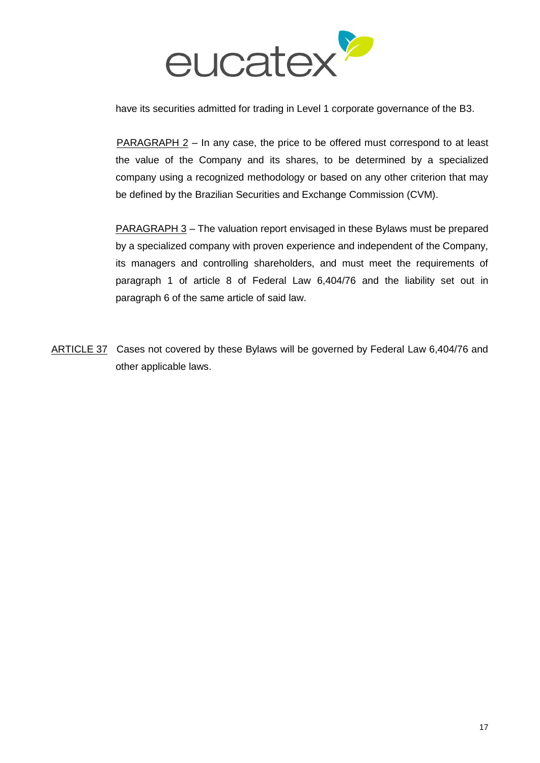have its securities admitted for trading in Level 1 corporate governance of the B3.

PARAGRAPH 2 – In any case, the price to be offered must correspond to at least the value of the Company and its shares, to be determined by a specialized company using a recognized methodology or based on any other criterion that may be defined by the Brazilian Securities and Exchange Commission (CVM).

PARAGRAPH 3 – The valuation report envisaged in these Bylaws must be prepared by a specialized company with proven experience and independent of the Company, its managers and controlling shareholders, and must meet the requirements of paragraph 1 of article 8 of Federal Law 6,404/76 and the liability set out in paragraph 6 of the same article of said law.

ARTICLE 37 Cases not covered by these Bylaws will be governed by Federal Law 6,404/76 and other applicable laws.